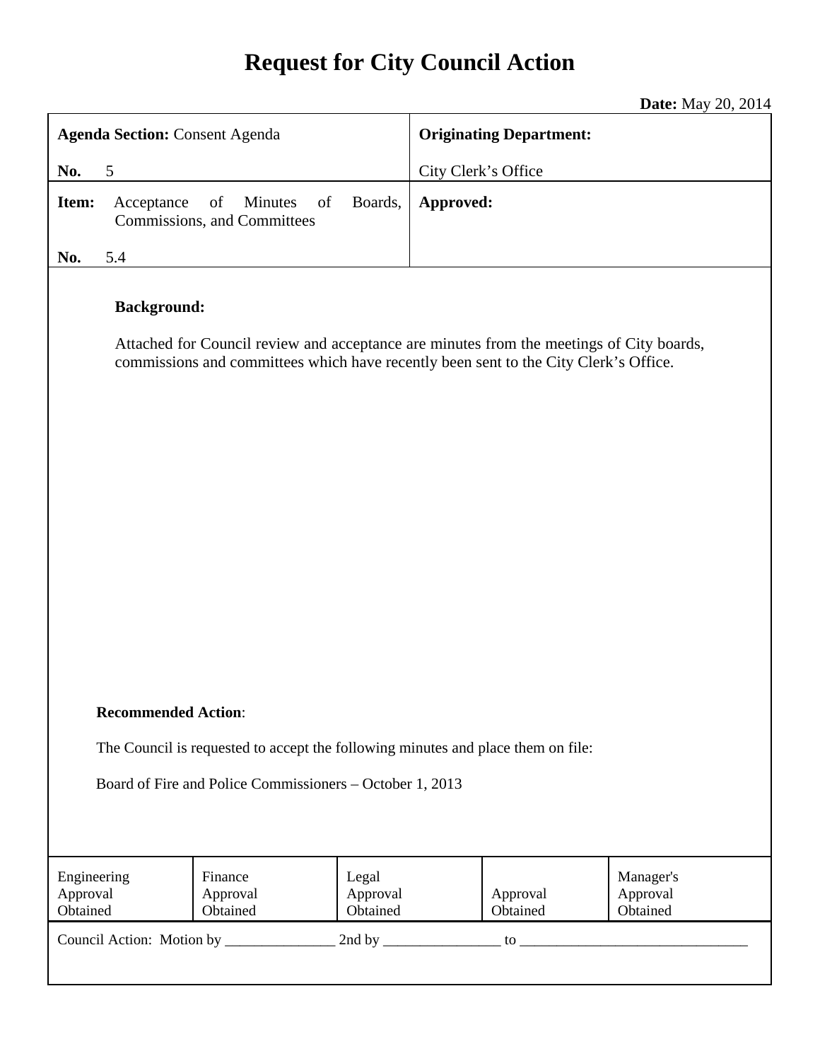# Request for City Council Action

**Date:** May 20, 2014

| **Agenda Section:** Consent Agenda<br>**No.** 5 | **Originating Department:**<br>City Clerk's Office |
|---|---|
| **Item:** Acceptance of Minutes of Boards, Commissions, and Committees<br>**No.** 5.4 | **Approved:** |

**Background:**

Attached for Council review and acceptance are minutes from the meetings of City boards, commissions and committees which have recently been sent to the City Clerk's Office.

**Recommended Action**:

The Council is requested to accept the following minutes and place them on file:

Board of Fire and Police Commissioners – October 1, 2013

| Engineering Approval Obtained | Finance Approval Obtained | Legal Approval Obtained | Approval Obtained | Manager's Approval Obtained |
|---|---|---|---|---|

Council Action: Motion by _______________ 2nd by ________________ to _______________________________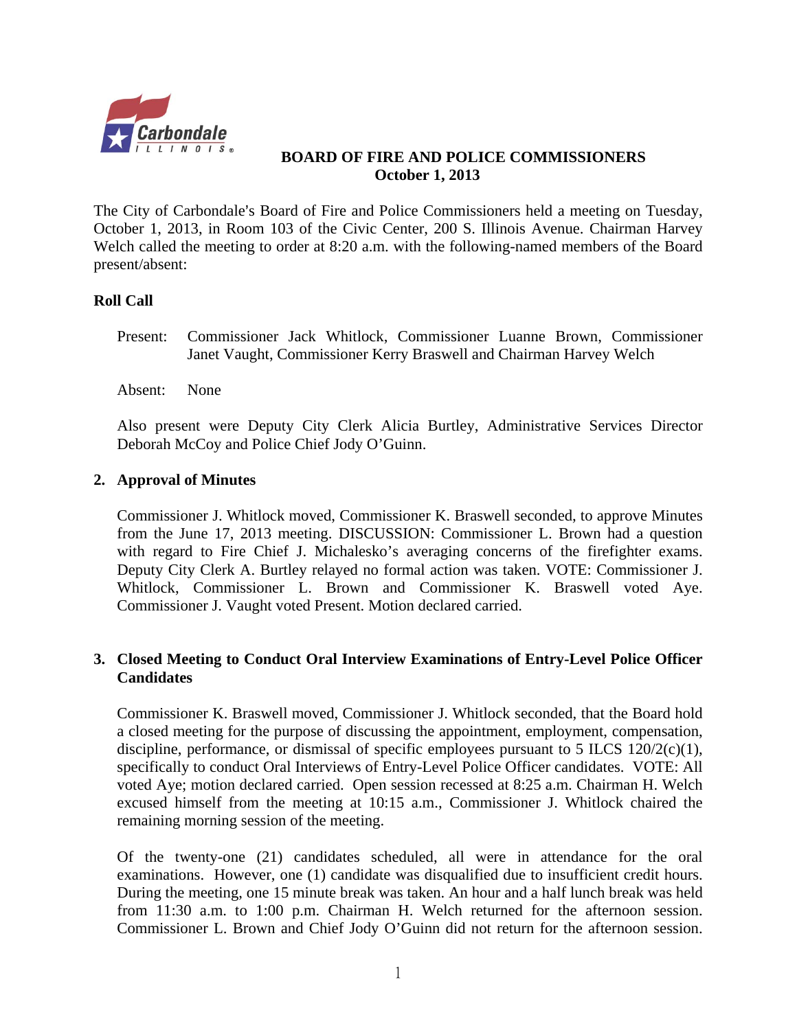# BOARD OF FIRE AND POLICE COMMISSIONERS
**October 1, 2013**

The City of Carbondale's Board of Fire and Police Commissioners held a meeting on Tuesday, October 1, 2013, in Room 103 of the Civic Center, 200 S. Illinois Avenue. Chairman Harvey Welch called the meeting to order at 8:20 a.m. with the following-named members of the Board present/absent:

## Roll Call

Present: Commissioner Jack Whitlock, Commissioner Luanne Brown, Commissioner Janet Vaught, Commissioner Kerry Braswell and Chairman Harvey Welch

Absent: None

Also present were Deputy City Clerk Alicia Burtley, Administrative Services Director Deborah McCoy and Police Chief Jody O'Guinn.

## 2. Approval of Minutes

Commissioner J. Whitlock moved, Commissioner K. Braswell seconded, to approve Minutes from the June 17, 2013 meeting. DISCUSSION: Commissioner L. Brown had a question with regard to Fire Chief J. Michalesko's averaging concerns of the firefighter exams. Deputy City Clerk A. Burtley relayed no formal action was taken. VOTE: Commissioner J. Whitlock, Commissioner L. Brown and Commissioner K. Braswell voted Aye. Commissioner J. Vaught voted Present. Motion declared carried.

## 3. Closed Meeting to Conduct Oral Interview Examinations of Entry-Level Police Officer Candidates

Commissioner K. Braswell moved, Commissioner J. Whitlock seconded, that the Board hold a closed meeting for the purpose of discussing the appointment, employment, compensation, discipline, performance, or dismissal of specific employees pursuant to 5 ILCS 120/2(c)(1), specifically to conduct Oral Interviews of Entry-Level Police Officer candidates. VOTE: All voted Aye; motion declared carried. Open session recessed at 8:25 a.m. Chairman H. Welch excused himself from the meeting at 10:15 a.m., Commissioner J. Whitlock chaired the remaining morning session of the meeting.

Of the twenty-one (21) candidates scheduled, all were in attendance for the oral examinations. However, one (1) candidate was disqualified due to insufficient credit hours. During the meeting, one 15 minute break was taken. An hour and a half lunch break was held from 11:30 a.m. to 1:00 p.m. Chairman H. Welch returned for the afternoon session. Commissioner L. Brown and Chief Jody O'Guinn did not return for the afternoon session.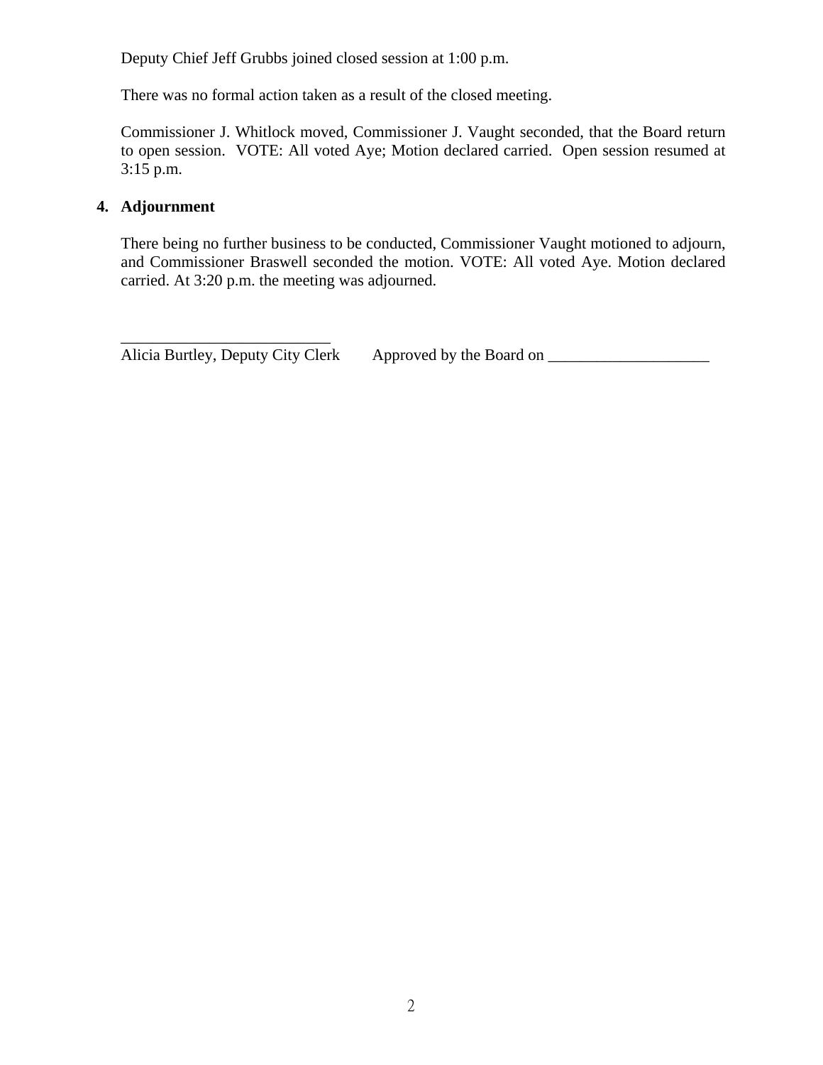Deputy Chief Jeff Grubbs joined closed session at 1:00 p.m.

There was no formal action taken as a result of the closed meeting.

Commissioner J. Whitlock moved, Commissioner J. Vaught seconded, that the Board return to open session. VOTE: All voted Aye; Motion declared carried. Open session resumed at 3:15 p.m.

**4. Adjournment**

There being no further business to be conducted, Commissioner Vaught motioned to adjourn, and Commissioner Braswell seconded the motion. VOTE: All voted Aye. Motion declared carried. At 3:20 p.m. the meeting was adjourned.

___________________________
Alicia Burtley, Deputy City Clerk        Approved by the Board on ____________________